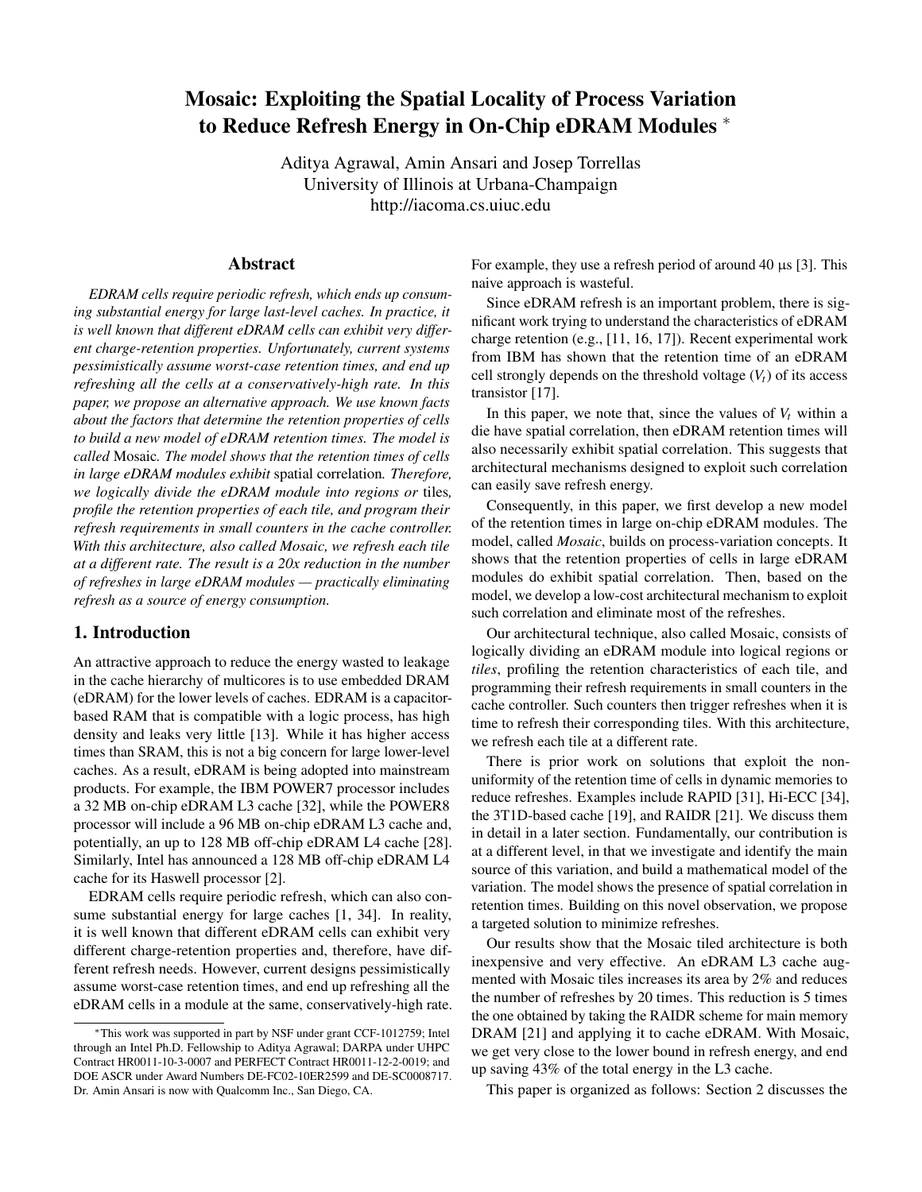# Mosaic: Exploiting the Spatial Locality of Process Variation to Reduce Refresh Energy in On-Chip eDRAM Modules *

Aditya Agrawal, Amin Ansari and Josep Torrellas
University of Illinois at Urbana-Champaign
http://iacoma.cs.uiuc.edu

## Abstract

*EDRAM cells require periodic refresh, which ends up consuming substantial energy for large last-level caches. In practice, it is well known that different eDRAM cells can exhibit very different charge-retention properties. Unfortunately, current systems pessimistically assume worst-case retention times, and end up refreshing all the cells at a conservatively-high rate. In this paper, we propose an alternative approach. We use known facts about the factors that determine the retention properties of cells to build a new model of eDRAM retention times. The model is called* Mosaic. *The model shows that the retention times of cells in large eDRAM modules exhibit* spatial correlation*. Therefore, we logically divide the eDRAM module into regions or* tiles*, profile the retention properties of each tile, and program their refresh requirements in small counters in the cache controller. With this architecture, also called Mosaic, we refresh each tile at a different rate. The result is a 20x reduction in the number of refreshes in large eDRAM modules — practically eliminating refresh as a source of energy consumption.*

## 1. Introduction

An attractive approach to reduce the energy wasted to leakage in the cache hierarchy of multicores is to use embedded DRAM (eDRAM) for the lower levels of caches. EDRAM is a capacitor-based RAM that is compatible with a logic process, has high density and leaks very little [13]. While it has higher access times than SRAM, this is not a big concern for large lower-level caches. As a result, eDRAM is being adopted into mainstream products. For example, the IBM POWER7 processor includes a 32 MB on-chip eDRAM L3 cache [32], while the POWER8 processor will include a 96 MB on-chip eDRAM L3 cache and, potentially, an up to 128 MB off-chip eDRAM L4 cache [28]. Similarly, Intel has announced a 128 MB off-chip eDRAM L4 cache for its Haswell processor [2].

EDRAM cells require periodic refresh, which can also consume substantial energy for large caches [1, 34]. In reality, it is well known that different eDRAM cells can exhibit very different charge-retention properties and, therefore, have different refresh needs. However, current designs pessimistically assume worst-case retention times, and end up refreshing all the eDRAM cells in a module at the same, conservatively-high rate. For example, they use a refresh period of around 40 µs [3]. This naive approach is wasteful.

Since eDRAM refresh is an important problem, there is significant work trying to understand the characteristics of eDRAM charge retention (e.g., [11, 16, 17]). Recent experimental work from IBM has shown that the retention time of an eDRAM cell strongly depends on the threshold voltage ($V_t$) of its access transistor [17].

In this paper, we note that, since the values of $V_t$ within a die have spatial correlation, then eDRAM retention times will also necessarily exhibit spatial correlation. This suggests that architectural mechanisms designed to exploit such correlation can easily save refresh energy.

Consequently, in this paper, we first develop a new model of the retention times in large on-chip eDRAM modules. The model, called *Mosaic*, builds on process-variation concepts. It shows that the retention properties of cells in large eDRAM modules do exhibit spatial correlation. Then, based on the model, we develop a low-cost architectural mechanism to exploit such correlation and eliminate most of the refreshes.

Our architectural technique, also called Mosaic, consists of logically dividing an eDRAM module into logical regions or *tiles*, profiling the retention characteristics of each tile, and programming their refresh requirements in small counters in the cache controller. Such counters then trigger refreshes when it is time to refresh their corresponding tiles. With this architecture, we refresh each tile at a different rate.

There is prior work on solutions that exploit the non-uniformity of the retention time of cells in dynamic memories to reduce refreshes. Examples include RAPID [31], Hi-ECC [34], the 3T1D-based cache [19], and RAIDR [21]. We discuss them in detail in a later section. Fundamentally, our contribution is at a different level, in that we investigate and identify the main source of this variation, and build a mathematical model of the variation. The model shows the presence of spatial correlation in retention times. Building on this novel observation, we propose a targeted solution to minimize refreshes.

Our results show that the Mosaic tiled architecture is both inexpensive and very effective. An eDRAM L3 cache augmented with Mosaic tiles increases its area by 2% and reduces the number of refreshes by 20 times. This reduction is 5 times the one obtained by taking the RAIDR scheme for main memory DRAM [21] and applying it to cache eDRAM. With Mosaic, we get very close to the lower bound in refresh energy, and end up saving 43% of the total energy in the L3 cache.

This paper is organized as follows: Section 2 discusses the

*This work was supported in part by NSF under grant CCF-1012759; Intel through an Intel Ph.D. Fellowship to Aditya Agrawal; DARPA under UHPC Contract HR0011-10-3-0007 and PERFECT Contract HR0011-12-2-0019; and DOE ASCR under Award Numbers DE-FC02-10ER2599 and DE-SC0008717. Dr. Amin Ansari is now with Qualcomm Inc., San Diego, CA.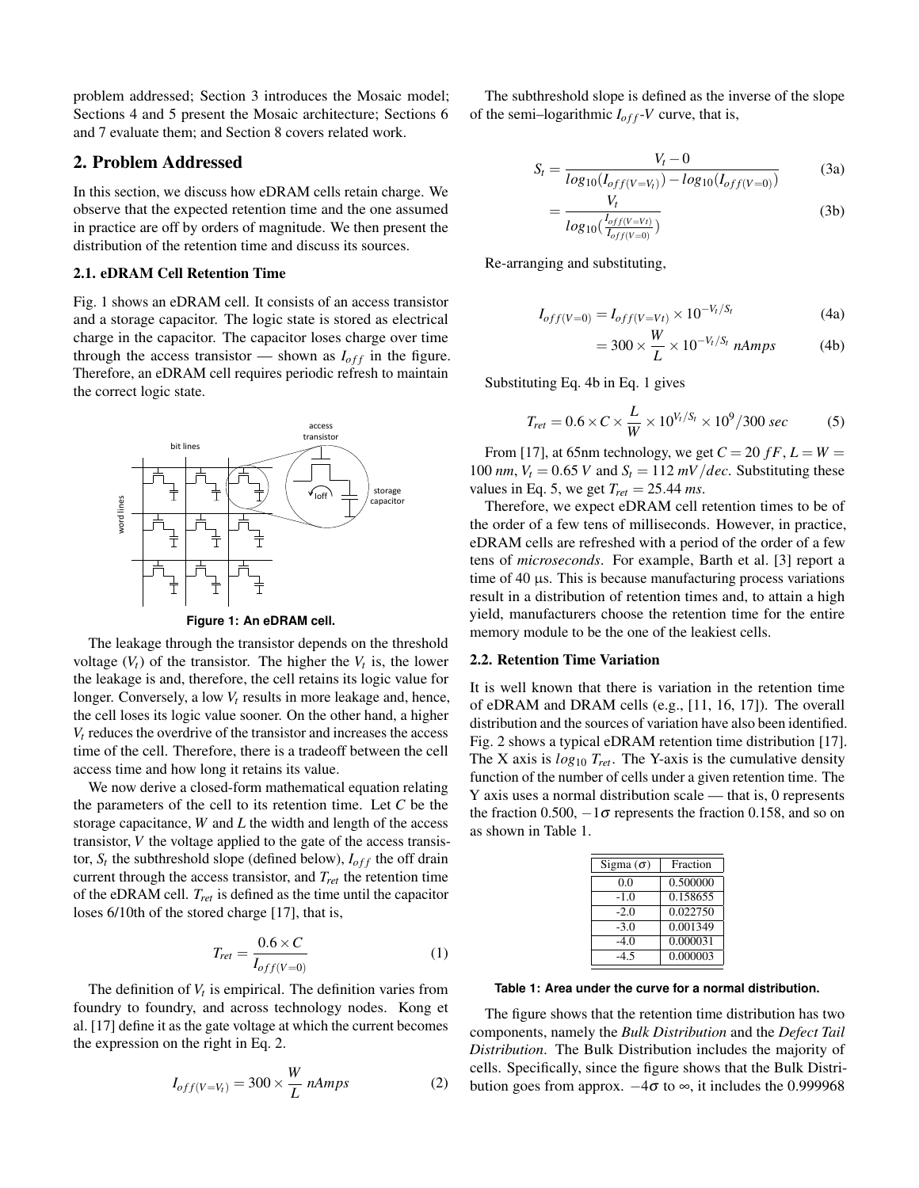problem addressed; Section 3 introduces the Mosaic model; Sections 4 and 5 present the Mosaic architecture; Sections 6 and 7 evaluate them; and Section 8 covers related work.

## 2. Problem Addressed

In this section, we discuss how eDRAM cells retain charge. We observe that the expected retention time and the one assumed in practice are off by orders of magnitude. We then present the distribution of the retention time and discuss its sources.

### 2.1. eDRAM Cell Retention Time

Fig. 1 shows an eDRAM cell. It consists of an access transistor and a storage capacitor. The logic state is stored as electrical charge in the capacitor. The capacitor loses charge over time through the access transistor — shown as $I_{off}$ in the figure. Therefore, an eDRAM cell requires periodic refresh to maintain the correct logic state.

**Figure 1: An eDRAM cell.**

The leakage through the transistor depends on the threshold voltage ($V_t$) of the transistor. The higher the $V_t$ is, the lower the leakage is and, therefore, the cell retains its logic value for longer. Conversely, a low $V_t$ results in more leakage and, hence, the cell loses its logic value sooner. On the other hand, a higher $V_t$ reduces the overdrive of the transistor and increases the access time of the cell. Therefore, there is a tradeoff between the cell access time and how long it retains its value.

We now derive a closed-form mathematical equation relating the parameters of the cell to its retention time. Let $C$ be the storage capacitance, $W$ and $L$ the width and length of the access transistor, $V$ the voltage applied to the gate of the access transistor, $S_t$ the subthreshold slope (defined below), $I_{off}$ the off drain current through the access transistor, and $T_{ret}$ the retention time of the eDRAM cell. $T_{ret}$ is defined as the time until the capacitor loses 6/10th of the stored charge [17], that is,

$$T_{ret} = \frac{0.6 \times C}{I_{off(V=0)}} \tag{1}$$

The definition of $V_t$ is empirical. The definition varies from foundry to foundry, and across technology nodes. Kong et al. [17] define it as the gate voltage at which the current becomes the expression on the right in Eq. 2.

$$I_{off(V=V_t)} = 300 \times \frac{W}{L} \; nAmps \tag{2}$$

The subthreshold slope is defined as the inverse of the slope of the semi–logarithmic $I_{off}$-$V$ curve, that is,

$$S_t = \frac{V_t - 0}{log_{10}(I_{off(V=V_t)}) - log_{10}(I_{off(V=0)})} \tag{3a}$$

$$= \frac{V_t}{log_{10}(\frac{I_{off(V=Vt)}}{I_{off(V=0)}})} \tag{3b}$$

Re-arranging and substituting,

$$I_{off(V=0)} = I_{off(V=Vt)} \times 10^{-V_t/S_t} \tag{4a}$$

$$= 300 \times \frac{W}{L} \times 10^{-V_t/S_t} \; nAmps \tag{4b}$$

Substituting Eq. 4b in Eq. 1 gives

$$T_{ret} = 0.6 \times C \times \frac{L}{W} \times 10^{V_t/S_t} \times 10^9/300 \; sec \tag{5}$$

From [17], at 65nm technology, we get $C = 20\ fF$, $L = W = 100\ nm$, $V_t = 0.65\ V$ and $S_t = 112\ mV/dec$. Substituting these values in Eq. 5, we get $T_{ret} = 25.44\ ms$.

Therefore, we expect eDRAM cell retention times to be of the order of a few tens of milliseconds. However, in practice, eDRAM cells are refreshed with a period of the order of a few tens of *microseconds*. For example, Barth et al. [3] report a time of 40 µs. This is because manufacturing process variations result in a distribution of retention times and, to attain a high yield, manufacturers choose the retention time for the entire memory module to be the one of the leakiest cells.

### 2.2. Retention Time Variation

It is well known that there is variation in the retention time of eDRAM and DRAM cells (e.g., [11, 16, 17]). The overall distribution and the sources of variation have also been identified. Fig. 2 shows a typical eDRAM retention time distribution [17]. The X axis is $log_{10}\ T_{ret}$. The Y-axis is the cumulative density function of the number of cells under a given retention time. The Y axis uses a normal distribution scale — that is, 0 represents the fraction 0.500, $-1\sigma$ represents the fraction 0.158, and so on as shown in Table 1.

| Sigma ($\sigma$) | Fraction |
|---|---|
| 0.0 | 0.500000 |
| -1.0 | 0.158655 |
| -2.0 | 0.022750 |
| -3.0 | 0.001349 |
| -4.0 | 0.000031 |
| -4.5 | 0.000003 |

**Table 1: Area under the curve for a normal distribution.**

The figure shows that the retention time distribution has two components, namely the *Bulk Distribution* and the *Defect Tail Distribution*. The Bulk Distribution includes the majority of cells. Specifically, since the figure shows that the Bulk Distribution goes from approx. $-4\sigma$ to $\infty$, it includes the 0.999968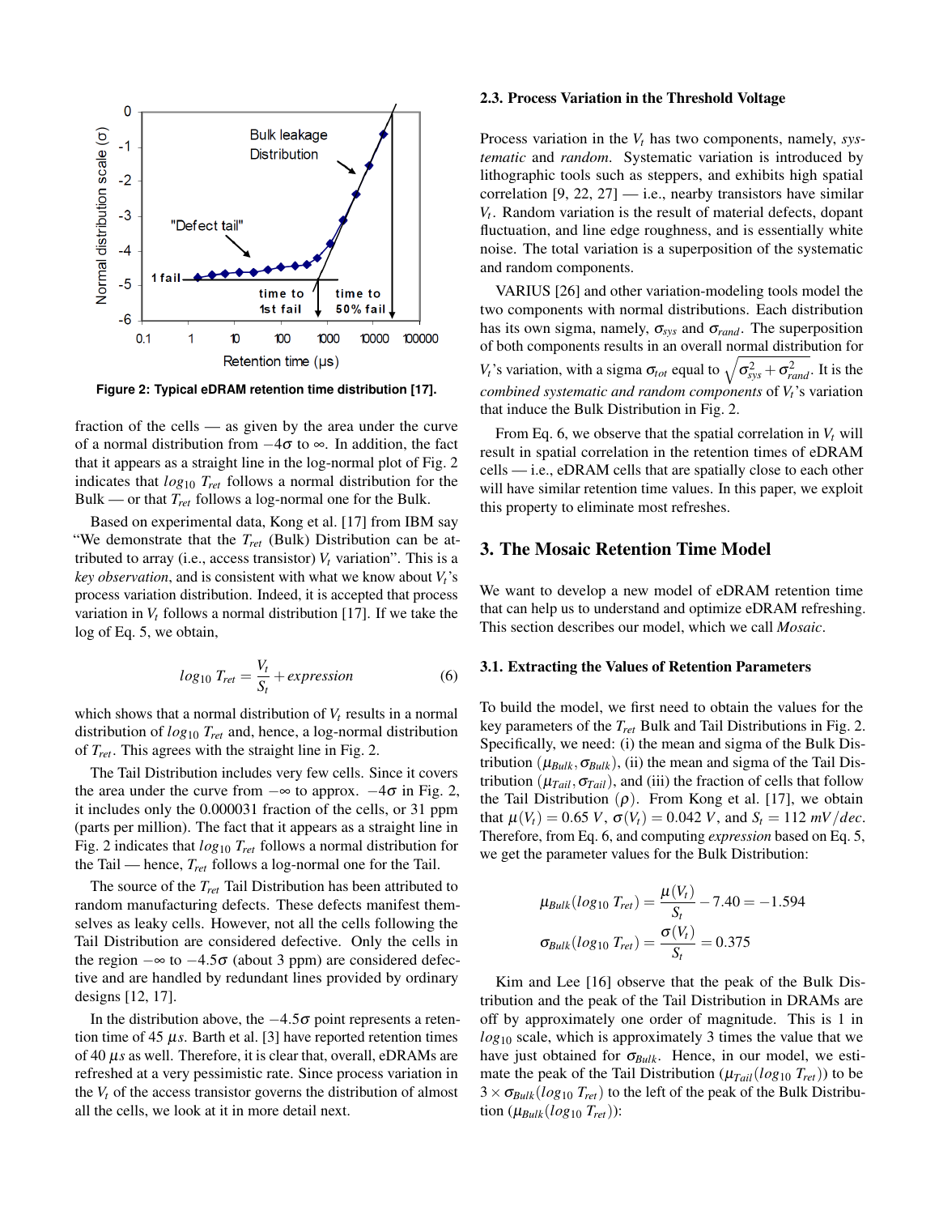Figure 2: Typical eDRAM retention time distribution [17].

fraction of the cells — as given by the area under the curve of a normal distribution from $-4\sigma$ to $\infty$. In addition, the fact that it appears as a straight line in the log-normal plot of Fig. 2 indicates that $log_{10}\ T_{ret}$ follows a normal distribution for the Bulk — or that $T_{ret}$ follows a log-normal one for the Bulk.

Based on experimental data, Kong et al. [17] from IBM say "We demonstrate that the $T_{ret}$ (Bulk) Distribution can be attributed to array (i.e., access transistor) $V_t$ variation". This is a *key observation*, and is consistent with what we know about $V_t$'s process variation distribution. Indeed, it is accepted that process variation in $V_t$ follows a normal distribution [17]. If we take the log of Eq. 5, we obtain,

$$log_{10}\ T_{ret} = \frac{V_t}{S_t} + expression \tag{6}$$

which shows that a normal distribution of $V_t$ results in a normal distribution of $log_{10}\ T_{ret}$ and, hence, a log-normal distribution of $T_{ret}$. This agrees with the straight line in Fig. 2.

The Tail Distribution includes very few cells. Since it covers the area under the curve from $-\infty$ to approx. $-4\sigma$ in Fig. 2, it includes only the 0.000031 fraction of the cells, or 31 ppm (parts per million). The fact that it appears as a straight line in Fig. 2 indicates that $log_{10}\ T_{ret}$ follows a normal distribution for the Tail — hence, $T_{ret}$ follows a log-normal one for the Tail.

The source of the $T_{ret}$ Tail Distribution has been attributed to random manufacturing defects. These defects manifest themselves as leaky cells. However, not all the cells following the Tail Distribution are considered defective. Only the cells in the region $-\infty$ to $-4.5\sigma$ (about 3 ppm) are considered defective and are handled by redundant lines provided by ordinary designs [12, 17].

In the distribution above, the $-4.5\sigma$ point represents a retention time of 45 $\mu s$. Barth et al. [3] have reported retention times of 40 $\mu s$ as well. Therefore, it is clear that, overall, eDRAMs are refreshed at a very pessimistic rate. Since process variation in the $V_t$ of the access transistor governs the distribution of almost all the cells, we look at it in more detail next.

### 2.3. Process Variation in the Threshold Voltage

Process variation in the $V_t$ has two components, namely, *systematic* and *random*. Systematic variation is introduced by lithographic tools such as steppers, and exhibits high spatial correlation [9, 22, 27] — i.e., nearby transistors have similar $V_t$. Random variation is the result of material defects, dopant fluctuation, and line edge roughness, and is essentially white noise. The total variation is a superposition of the systematic and random components.

VARIUS [26] and other variation-modeling tools model the two components with normal distributions. Each distribution has its own sigma, namely, $\sigma_{sys}$ and $\sigma_{rand}$. The superposition of both components results in an overall normal distribution for $V_t$'s variation, with a sigma $\sigma_{tot}$ equal to $\sqrt{\sigma_{sys}^2 + \sigma_{rand}^2}$. It is the *combined systematic and random components* of $V_t$'s variation that induce the Bulk Distribution in Fig. 2.

From Eq. 6, we observe that the spatial correlation in $V_t$ will result in spatial correlation in the retention times of eDRAM cells — i.e., eDRAM cells that are spatially close to each other will have similar retention time values. In this paper, we exploit this property to eliminate most refreshes.

## 3. The Mosaic Retention Time Model

We want to develop a new model of eDRAM retention time that can help us to understand and optimize eDRAM refreshing. This section describes our model, which we call *Mosaic*.

### 3.1. Extracting the Values of Retention Parameters

To build the model, we first need to obtain the values for the key parameters of the $T_{ret}$ Bulk and Tail Distributions in Fig. 2. Specifically, we need: (i) the mean and sigma of the Bulk Distribution ($\mu_{Bulk}, \sigma_{Bulk}$), (ii) the mean and sigma of the Tail Distribution ($\mu_{Tail}, \sigma_{Tail}$), and (iii) the fraction of cells that follow the Tail Distribution ($\rho$). From Kong et al. [17], we obtain that $\mu(V_t) = 0.65\ V$, $\sigma(V_t) = 0.042\ V$, and $S_t = 112\ mV/dec$. Therefore, from Eq. 6, and computing *expression* based on Eq. 5, we get the parameter values for the Bulk Distribution:

$$\mu_{Bulk}(log_{10}\ T_{ret}) = \frac{\mu(V_t)}{S_t} - 7.40 = -1.594$$

$$\sigma_{Bulk}(log_{10}\ T_{ret}) = \frac{\sigma(V_t)}{S_t} = 0.375$$

Kim and Lee [16] observe that the peak of the Bulk Distribution and the peak of the Tail Distribution in DRAMs are off by approximately one order of magnitude. This is 1 in $log_{10}$ scale, which is approximately 3 times the value that we have just obtained for $\sigma_{Bulk}$. Hence, in our model, we estimate the peak of the Tail Distribution ($\mu_{Tail}(log_{10}\ T_{ret})$) to be $3 \times \sigma_{Bulk}(log_{10}\ T_{ret})$ to the left of the peak of the Bulk Distribution ($\mu_{Bulk}(log_{10}\ T_{ret})$):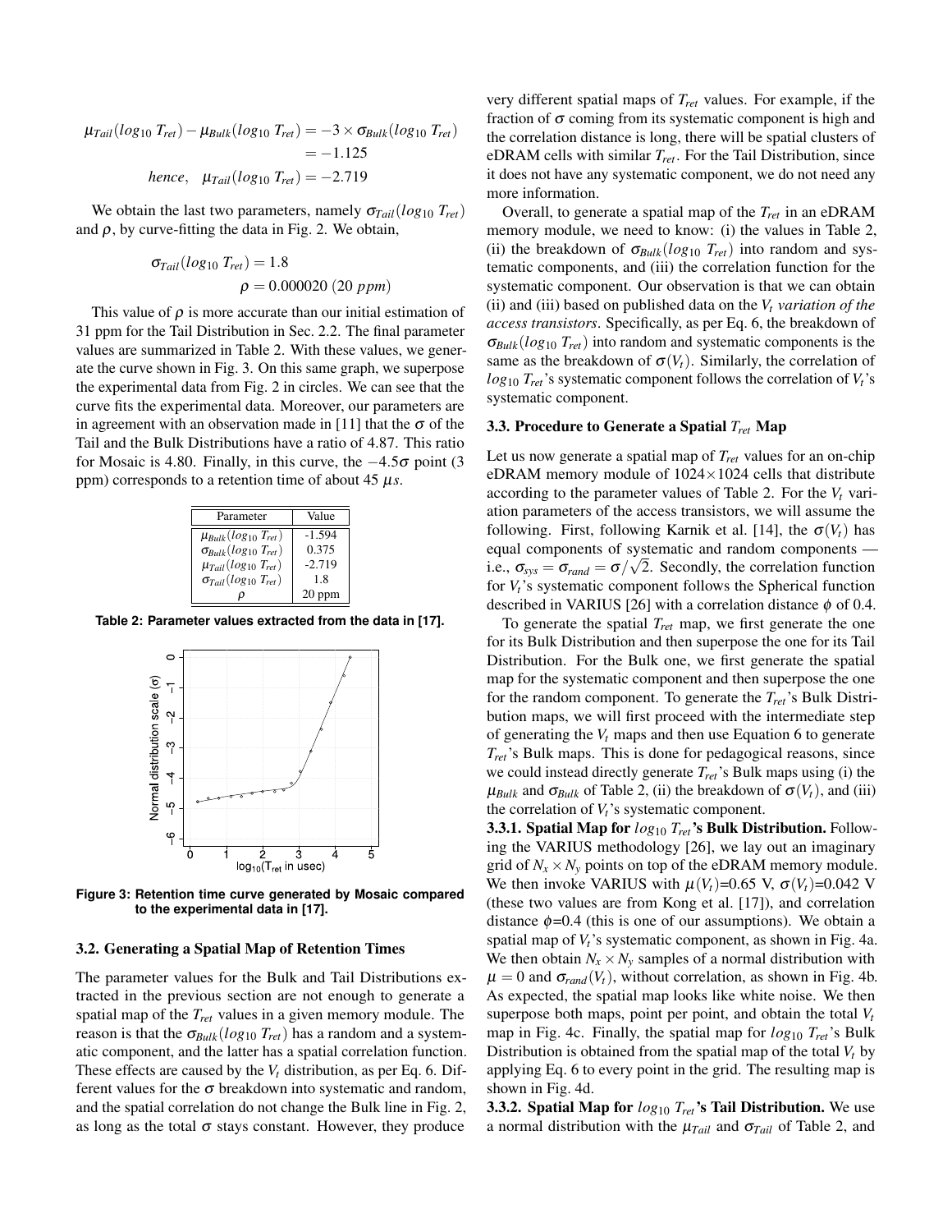$$\mu_{Tail}(log_{10}\ T_{ret}) - \mu_{Bulk}(log_{10}\ T_{ret}) = -3 \times \sigma_{Bulk}(log_{10}\ T_{ret}) = -1.125$$

$$hence, \quad \mu_{Tail}(log_{10}\ T_{ret}) = -2.719$$

We obtain the last two parameters, namely $\sigma_{Tail}(log_{10}\ T_{ret})$ and $\rho$, by curve-fitting the data in Fig. 2. We obtain,

$$\sigma_{Tail}(log_{10}\ T_{ret}) = 1.8$$

$$\rho = 0.000020\ (20\ ppm)$$

This value of $\rho$ is more accurate than our initial estimation of 31 ppm for the Tail Distribution in Sec. 2.2. The final parameter values are summarized in Table 2. With these values, we generate the curve shown in Fig. 3. On this same graph, we superpose the experimental data from Fig. 2 in circles. We can see that the curve fits the experimental data. Moreover, our parameters are in agreement with an observation made in [11] that the $\sigma$ of the Tail and the Bulk Distributions have a ratio of 4.87. This ratio for Mosaic is 4.80. Finally, in this curve, the $-4.5\sigma$ point (3 ppm) corresponds to a retention time of about 45 $\mu s$.

| Parameter | Value |
|---|---|
| $\mu_{Bulk}(log_{10}\ T_{ret})$ | -1.594 |
| $\sigma_{Bulk}(log_{10}\ T_{ret})$ | 0.375 |
| $\mu_{Tail}(log_{10}\ T_{ret})$ | -2.719 |
| $\sigma_{Tail}(log_{10}\ T_{ret})$ | 1.8 |
| $\rho$ | 20 ppm |

**Table 2: Parameter values extracted from the data in [17].**

**Figure 3: Retention time curve generated by Mosaic compared to the experimental data in [17].**

### 3.2. Generating a Spatial Map of Retention Times

The parameter values for the Bulk and Tail Distributions extracted in the previous section are not enough to generate a spatial map of the $T_{ret}$ values in a given memory module. The reason is that the $\sigma_{Bulk}(log_{10}\ T_{ret})$ has a random and a systematic component, and the latter has a spatial correlation function. These effects are caused by the $V_t$ distribution, as per Eq. 6. Different values for the $\sigma$ breakdown into systematic and random, and the spatial correlation do not change the Bulk line in Fig. 2, as long as the total $\sigma$ stays constant. However, they produce very different spatial maps of $T_{ret}$ values. For example, if the fraction of $\sigma$ coming from its systematic component is high and the correlation distance is long, there will be spatial clusters of eDRAM cells with similar $T_{ret}$. For the Tail Distribution, since it does not have any systematic component, we do not need any more information.

Overall, to generate a spatial map of the $T_{ret}$ in an eDRAM memory module, we need to know: (i) the values in Table 2, (ii) the breakdown of $\sigma_{Bulk}(log_{10}\ T_{ret})$ into random and systematic components, and (iii) the correlation function for the systematic component. Our observation is that we can obtain (ii) and (iii) based on published data on the *$V_t$ variation of the access transistors*. Specifically, as per Eq. 6, the breakdown of $\sigma_{Bulk}(log_{10}\ T_{ret})$ into random and systematic components is the same as the breakdown of $\sigma(V_t)$. Similarly, the correlation of $log_{10}\ T_{ret}$'s systematic component follows the correlation of $V_t$'s systematic component.

### 3.3. Procedure to Generate a Spatial $T_{ret}$ Map

Let us now generate a spatial map of $T_{ret}$ values for an on-chip eDRAM memory module of $1024\times1024$ cells that distribute according to the parameter values of Table 2. For the $V_t$ variation parameters of the access transistors, we will assume the following. First, following Karnik et al. [14], the $\sigma(V_t)$ has equal components of systematic and random components — i.e., $\sigma_{sys} = \sigma_{rand} = \sigma/\sqrt{2}$. Secondly, the correlation function for $V_t$'s systematic component follows the Spherical function described in VARIUS [26] with a correlation distance $\phi$ of 0.4.

To generate the spatial $T_{ret}$ map, we first generate the one for its Bulk Distribution and then superpose the one for its Tail Distribution. For the Bulk one, we first generate the spatial map for the systematic component and then superpose the one for the random component. To generate the $T_{ret}$'s Bulk Distribution maps, we will first proceed with the intermediate step of generating the $V_t$ maps and then use Equation 6 to generate $T_{ret}$'s Bulk maps. This is done for pedagogical reasons, since we could instead directly generate $T_{ret}$'s Bulk maps using (i) the $\mu_{Bulk}$ and $\sigma_{Bulk}$ of Table 2, (ii) the breakdown of $\sigma(V_t)$, and (iii) the correlation of $V_t$'s systematic component.

**3.3.1. Spatial Map for $log_{10}\ T_{ret}$'s Bulk Distribution.** Following the VARIUS methodology [26], we lay out an imaginary grid of $N_x \times N_y$ points on top of the eDRAM memory module. We then invoke VARIUS with $\mu(V_t)$=0.65 V, $\sigma(V_t)$=0.042 V (these two values are from Kong et al. [17]), and correlation distance $\phi$=0.4 (this is one of our assumptions). We obtain a spatial map of $V_t$'s systematic component, as shown in Fig. 4a. We then obtain $N_x \times N_y$ samples of a normal distribution with $\mu = 0$ and $\sigma_{rand}(V_t)$, without correlation, as shown in Fig. 4b. As expected, the spatial map looks like white noise. We then superpose both maps, point per point, and obtain the total $V_t$ map in Fig. 4c. Finally, the spatial map for $log_{10}\ T_{ret}$'s Bulk Distribution is obtained from the spatial map of the total $V_t$ by applying Eq. 6 to every point in the grid. The resulting map is shown in Fig. 4d.

**3.3.2. Spatial Map for $log_{10}\ T_{ret}$'s Tail Distribution.** We use a normal distribution with the $\mu_{Tail}$ and $\sigma_{Tail}$ of Table 2, and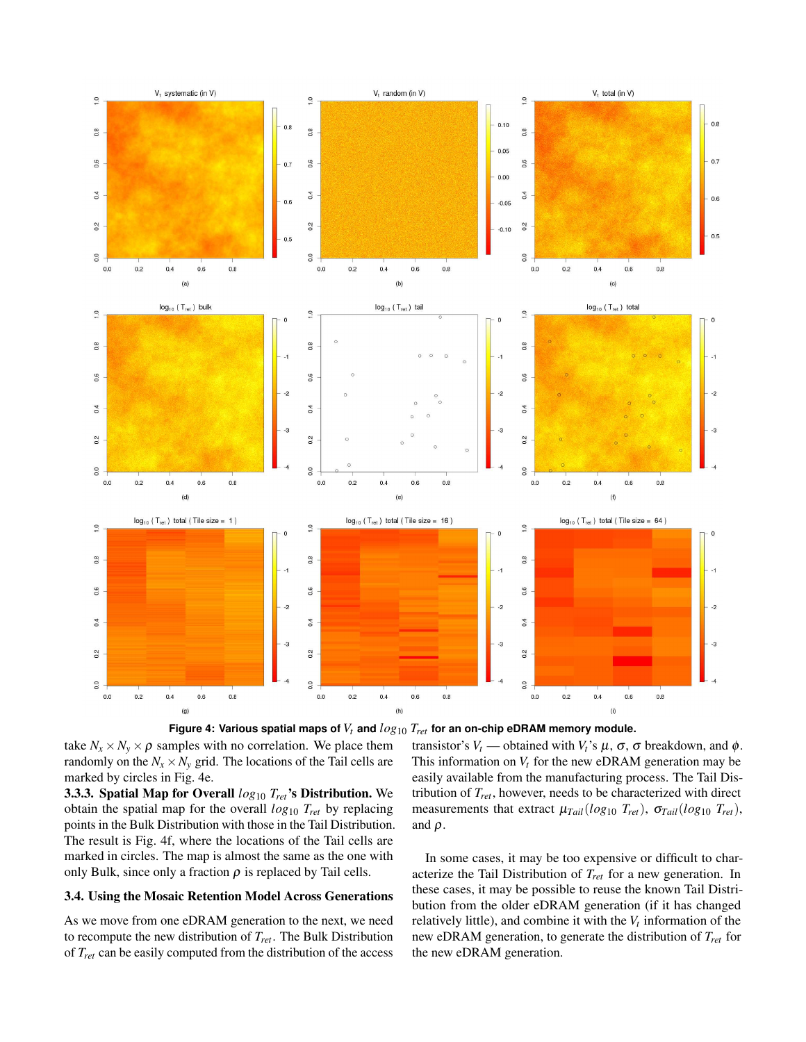Figure 4: Various spatial maps of $V_t$ and $log_{10}$ $T_{ret}$ for an on-chip eDRAM memory module.

take $N_x \times N_y \times \rho$ samples with no correlation. We place them randomly on the $N_x \times N_y$ grid. The locations of the Tail cells are marked by circles in Fig. 4e.

**3.3.3. Spatial Map for Overall $log_{10}$ $T_{ret}$'s Distribution.** We obtain the spatial map for the overall $log_{10}$ $T_{ret}$ by replacing points in the Bulk Distribution with those in the Tail Distribution. The result is Fig. 4f, where the locations of the Tail cells are marked in circles. The map is almost the same as the one with only Bulk, since only a fraction $\rho$ is replaced by Tail cells.

### 3.4. Using the Mosaic Retention Model Across Generations

As we move from one eDRAM generation to the next, we need to recompute the new distribution of $T_{ret}$. The Bulk Distribution of $T_{ret}$ can be easily computed from the distribution of the access transistor's $V_t$ — obtained with $V_t$'s $\mu$, $\sigma$, $\sigma$ breakdown, and $\phi$. This information on $V_t$ for the new eDRAM generation may be easily available from the manufacturing process. The Tail Distribution of $T_{ret}$, however, needs to be characterized with direct measurements that extract $\mu_{Tail}(log_{10}$ $T_{ret})$, $\sigma_{Tail}(log_{10}$ $T_{ret})$, and $\rho$.

In some cases, it may be too expensive or difficult to characterize the Tail Distribution of $T_{ret}$ for a new generation. In these cases, it may be possible to reuse the known Tail Distribution from the older eDRAM generation (if it has changed relatively little), and combine it with the $V_t$ information of the new eDRAM generation, to generate the distribution of $T_{ret}$ for the new eDRAM generation.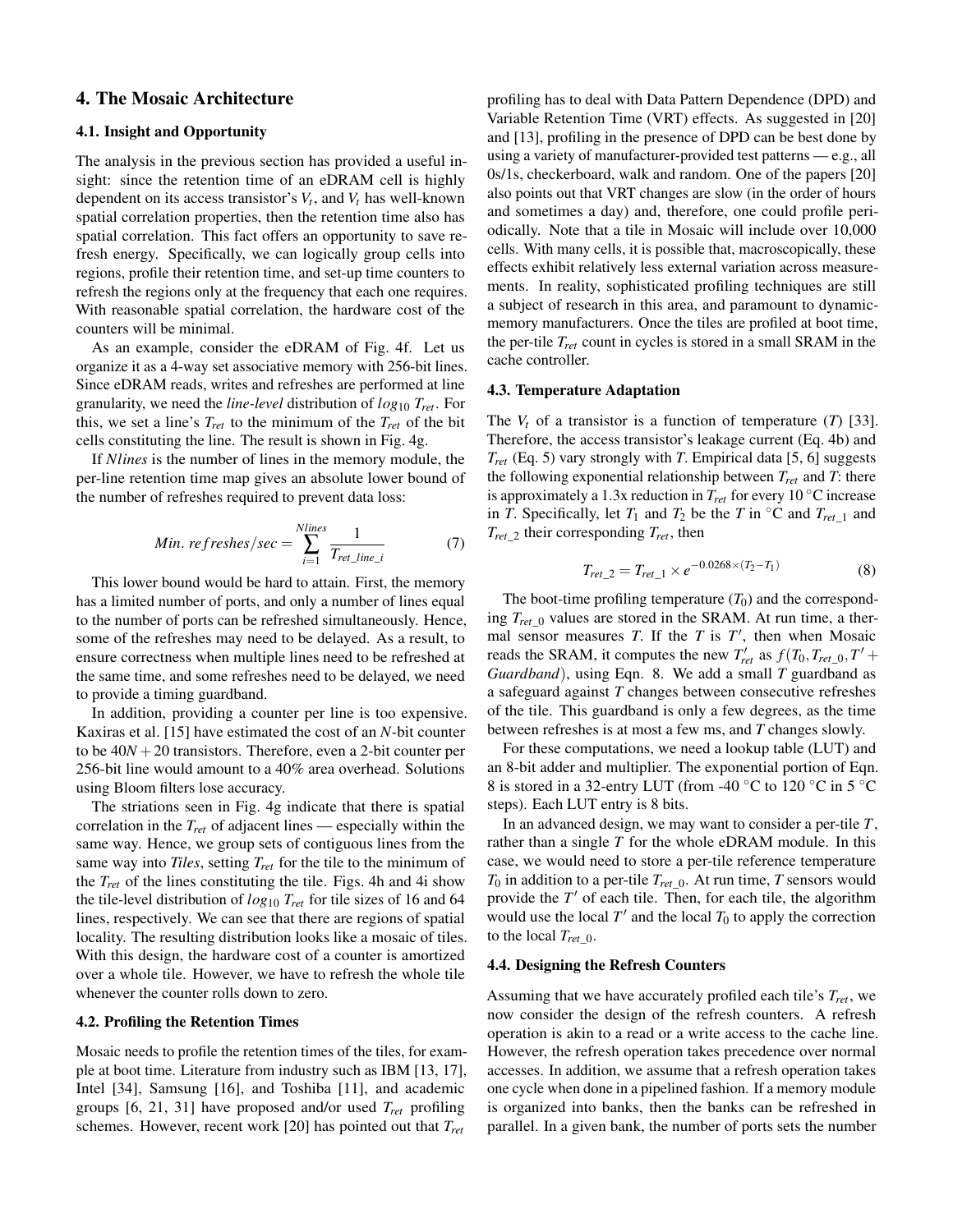## 4. The Mosaic Architecture

### 4.1. Insight and Opportunity

The analysis in the previous section has provided a useful insight: since the retention time of an eDRAM cell is highly dependent on its access transistor's $V_t$, and $V_t$ has well-known spatial correlation properties, then the retention time also has spatial correlation. This fact offers an opportunity to save refresh energy. Specifically, we can logically group cells into regions, profile their retention time, and set-up time counters to refresh the regions only at the frequency that each one requires. With reasonable spatial correlation, the hardware cost of the counters will be minimal.

As an example, consider the eDRAM of Fig. 4f. Let us organize it as a 4-way set associative memory with 256-bit lines. Since eDRAM reads, writes and refreshes are performed at line granularity, we need the *line-level* distribution of $log_{10}\, T_{ret}$. For this, we set a line's $T_{ret}$ to the minimum of the $T_{ret}$ of the bit cells constituting the line. The result is shown in Fig. 4g.

If *Nlines* is the number of lines in the memory module, the per-line retention time map gives an absolute lower bound of the number of refreshes required to prevent data loss:

$$Min.\ refreshes/sec = \sum_{i=1}^{Nlines} \frac{1}{T_{ret\_line\_i}} \qquad (7)$$

This lower bound would be hard to attain. First, the memory has a limited number of ports, and only a number of lines equal to the number of ports can be refreshed simultaneously. Hence, some of the refreshes may need to be delayed. As a result, to ensure correctness when multiple lines need to be refreshed at the same time, and some refreshes need to be delayed, we need to provide a timing guardband.

In addition, providing a counter per line is too expensive. Kaxiras et al. [15] have estimated the cost of an $N$-bit counter to be $40N+20$ transistors. Therefore, even a 2-bit counter per 256-bit line would amount to a 40% area overhead. Solutions using Bloom filters lose accuracy.

The striations seen in Fig. 4g indicate that there is spatial correlation in the $T_{ret}$ of adjacent lines — especially within the same way. Hence, we group sets of contiguous lines from the same way into *Tiles*, setting $T_{ret}$ for the tile to the minimum of the $T_{ret}$ of the lines constituting the tile. Figs. 4h and 4i show the tile-level distribution of $log_{10}\, T_{ret}$ for tile sizes of 16 and 64 lines, respectively. We can see that there are regions of spatial locality. The resulting distribution looks like a mosaic of tiles. With this design, the hardware cost of a counter is amortized over a whole tile. However, we have to refresh the whole tile whenever the counter rolls down to zero.

### 4.2. Profiling the Retention Times

Mosaic needs to profile the retention times of the tiles, for example at boot time. Literature from industry such as IBM [13, 17], Intel [34], Samsung [16], and Toshiba [11], and academic groups [6, 21, 31] have proposed and/or used $T_{ret}$ profiling schemes. However, recent work [20] has pointed out that $T_{ret}$ profiling has to deal with Data Pattern Dependence (DPD) and Variable Retention Time (VRT) effects. As suggested in [20] and [13], profiling in the presence of DPD can be best done by using a variety of manufacturer-provided test patterns — e.g., all 0s/1s, checkerboard, walk and random. One of the papers [20] also points out that VRT changes are slow (in the order of hours and sometimes a day) and, therefore, one could profile periodically. Note that a tile in Mosaic will include over 10,000 cells. With many cells, it is possible that, macroscopically, these effects exhibit relatively less external variation across measurements. In reality, sophisticated profiling techniques are still a subject of research in this area, and paramount to dynamic-memory manufacturers. Once the tiles are profiled at boot time, the per-tile $T_{ret}$ count in cycles is stored in a small SRAM in the cache controller.

### 4.3. Temperature Adaptation

The $V_t$ of a transistor is a function of temperature ($T$) [33]. Therefore, the access transistor's leakage current (Eq. 4b) and $T_{ret}$ (Eq. 5) vary strongly with $T$. Empirical data [5, 6] suggests the following exponential relationship between $T_{ret}$ and $T$: there is approximately a 1.3x reduction in $T_{ret}$ for every 10 °C increase in $T$. Specifically, let $T_1$ and $T_2$ be the $T$ in °C and $T_{ret\_1}$ and $T_{ret\_2}$ their corresponding $T_{ret}$, then

$$T_{ret\_2} = T_{ret\_1} \times e^{-0.0268\times(T_2-T_1)} \qquad (8)$$

The boot-time profiling temperature ($T_0$) and the corresponding $T_{ret\_0}$ values are stored in the SRAM. At run time, a thermal sensor measures $T$. If the $T$ is $T'$, then when Mosaic reads the SRAM, it computes the new $T'_{ret}$ as $f(T_0, T_{ret\_0}, T' + Guardband)$, using Eqn. 8. We add a small $T$ guardband as a safeguard against $T$ changes between consecutive refreshes of the tile. This guardband is only a few degrees, as the time between refreshes is at most a few ms, and $T$ changes slowly.

For these computations, we need a lookup table (LUT) and an 8-bit adder and multiplier. The exponential portion of Eqn. 8 is stored in a 32-entry LUT (from -40 °C to 120 °C in 5 °C steps). Each LUT entry is 8 bits.

In an advanced design, we may want to consider a per-tile $T$, rather than a single $T$ for the whole eDRAM module. In this case, we would need to store a per-tile reference temperature $T_0$ in addition to a per-tile $T_{ret\_0}$. At run time, $T$ sensors would provide the $T'$ of each tile. Then, for each tile, the algorithm would use the local $T'$ and the local $T_0$ to apply the correction to the local $T_{ret\_0}$.

### 4.4. Designing the Refresh Counters

Assuming that we have accurately profiled each tile's $T_{ret}$, we now consider the design of the refresh counters. A refresh operation is akin to a read or a write access to the cache line. However, the refresh operation takes precedence over normal accesses. In addition, we assume that a refresh operation takes one cycle when done in a pipelined fashion. If a memory module is organized into banks, then the banks can be refreshed in parallel. In a given bank, the number of ports sets the number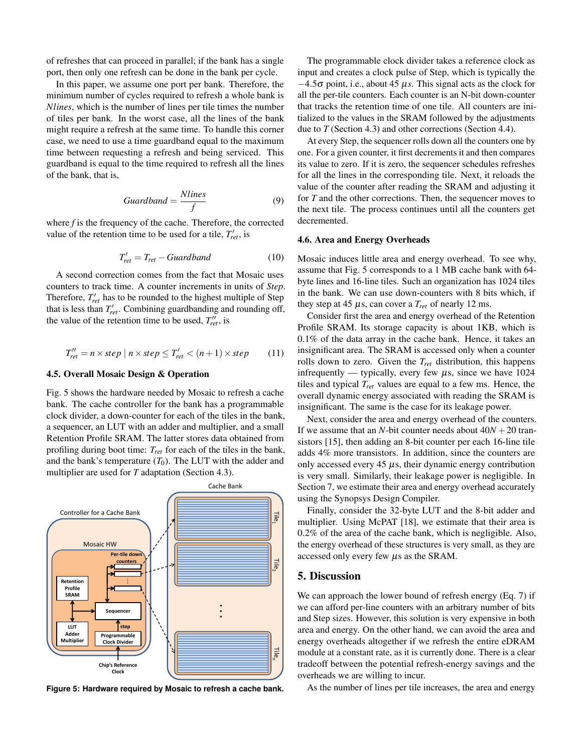of refreshes that can proceed in parallel; if the bank has a single port, then only one refresh can be done in the bank per cycle.

In this paper, we assume one port per bank. Therefore, the minimum number of cycles required to refresh a whole bank is *Nlines*, which is the number of lines per tile times the number of tiles per bank. In the worst case, all the lines of the bank might require a refresh at the same time. To handle this corner case, we need to use a time guardband equal to the maximum time between requesting a refresh and being serviced. This guardband is equal to the time required to refresh all the lines of the bank, that is,

$$Guardband = \frac{Nlines}{f} \tag{9}$$

where $f$ is the frequency of the cache. Therefore, the corrected value of the retention time to be used for a tile, $T'_{ret}$, is

$$T'_{ret} = T_{ret} - Guardband \tag{10}$$

A second correction comes from the fact that Mosaic uses counters to track time. A counter increments in units of *Step*. Therefore, $T'_{ret}$ has to be rounded to the highest multiple of Step that is less than $T'_{ret}$. Combining guardbanding and rounding off, the value of the retention time to be used, $T''_{ret}$, is

$$T''_{ret} = n \times step \mid n \times step \leq T'_{ret} < (n+1) \times step \tag{11}$$

### 4.5. Overall Mosaic Design & Operation

Fig. 5 shows the hardware needed by Mosaic to refresh a cache bank. The cache controller for the bank has a programmable clock divider, a down-counter for each of the tiles in the bank, a sequencer, an LUT with an adder and multiplier, and a small Retention Profile SRAM. The latter stores data obtained from profiling during boot time: $T_{ret}$ for each of the tiles in the bank, and the bank's temperature ($T_0$). The LUT with the adder and multiplier are used for $T$ adaptation (Section 4.3).

**Figure 5: Hardware required by Mosaic to refresh a cache bank.**

The programmable clock divider takes a reference clock as input and creates a clock pulse of Step, which is typically the $-4.5\sigma$ point, i.e., about 45 $\mu s$. This signal acts as the clock for all the per-tile counters. Each counter is an N-bit down-counter that tracks the retention time of one tile. All counters are initialized to the values in the SRAM followed by the adjustments due to $T$ (Section 4.3) and other corrections (Section 4.4).

At every Step, the sequencer rolls down all the counters one by one. For a given counter, it first decrements it and then compares its value to zero. If it is zero, the sequencer schedules refreshes for all the lines in the corresponding tile. Next, it reloads the value of the counter after reading the SRAM and adjusting it for $T$ and the other corrections. Then, the sequencer moves to the next tile. The process continues until all the counters get decremented.

### 4.6. Area and Energy Overheads

Mosaic induces little area and energy overhead. To see why, assume that Fig. 5 corresponds to a 1 MB cache bank with 64-byte lines and 16-line tiles. Such an organization has 1024 tiles in the bank. We can use down-counters with 8 bits which, if they step at 45 $\mu$s, can cover a $T_{ret}$ of nearly 12 ms.

Consider first the area and energy overhead of the Retention Profile SRAM. Its storage capacity is about 1KB, which is 0.1% of the data array in the cache bank. Hence, it takes an insignificant area. The SRAM is accessed only when a counter rolls down to zero. Given the $T_{ret}$ distribution, this happens infrequently — typically, every few $\mu$s, since we have 1024 tiles and typical $T_{ret}$ values are equal to a few ms. Hence, the overall dynamic energy associated with reading the SRAM is insignificant. The same is the case for its leakage power.

Next, consider the area and energy overhead of the counters. If we assume that an $N$-bit counter needs about $40N + 20$ transistors [15], then adding an 8-bit counter per each 16-line tile adds 4% more transistors. In addition, since the counters are only accessed every 45 $\mu$s, their dynamic energy contribution is very small. Similarly, their leakage power is negligible. In Section 7, we estimate their area and energy overhead accurately using the Synopsys Design Compiler.

Finally, consider the 32-byte LUT and the 8-bit adder and multiplier. Using McPAT [18], we estimate that their area is 0.2% of the area of the cache bank, which is negligible. Also, the energy overhead of these structures is very small, as they are accessed only every few $\mu$s as the SRAM.

## 5. Discussion

We can approach the lower bound of refresh energy (Eq. 7) if we can afford per-line counters with an arbitrary number of bits and Step sizes. However, this solution is very expensive in both area and energy. On the other hand, we can avoid the area and energy overheads altogether if we refresh the entire eDRAM module at a constant rate, as it is currently done. There is a clear tradeoff between the potential refresh-energy savings and the overheads we are willing to incur.

As the number of lines per tile increases, the area and energy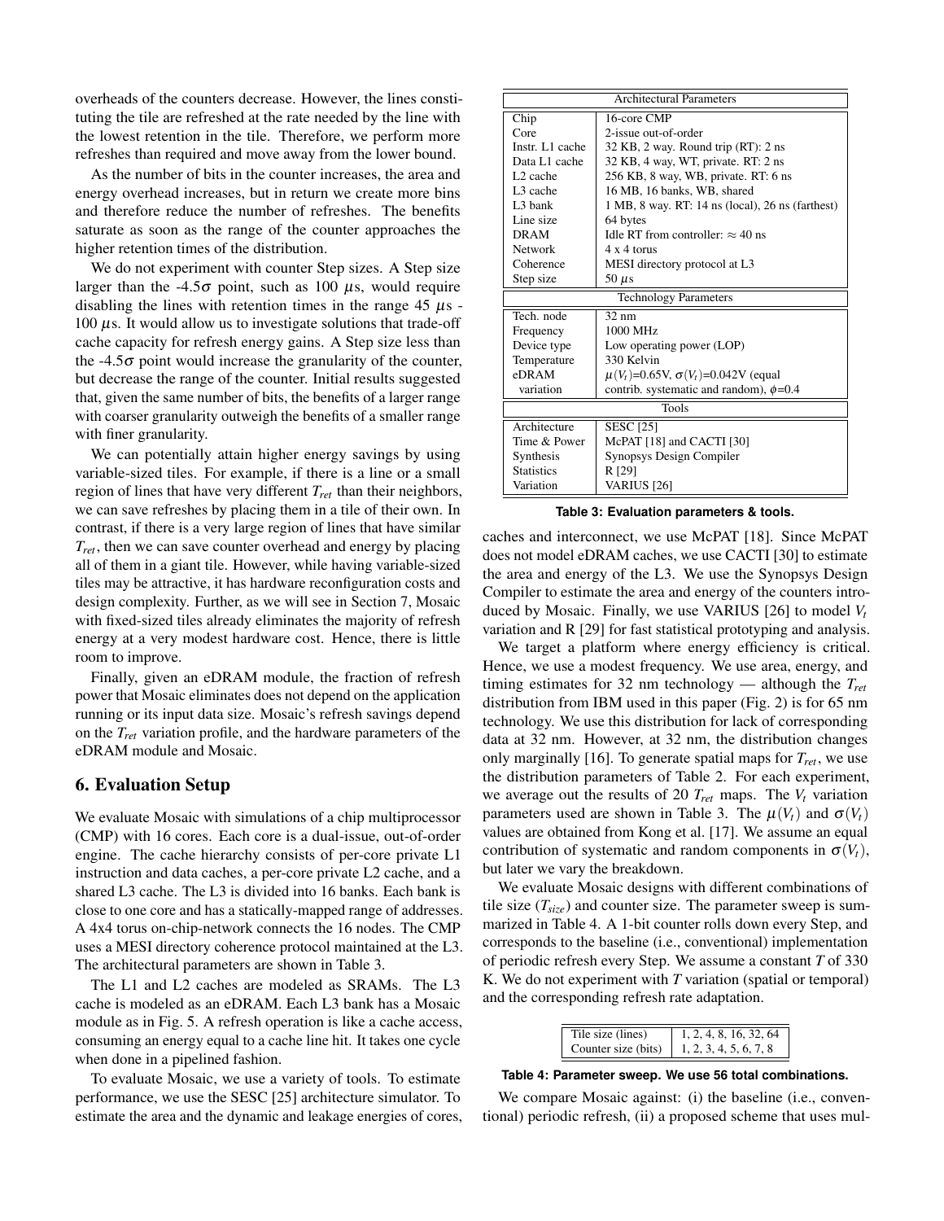overheads of the counters decrease. However, the lines constituting the tile are refreshed at the rate needed by the line with the lowest retention in the tile. Therefore, we perform more refreshes than required and move away from the lower bound.

As the number of bits in the counter increases, the area and energy overhead increases, but in return we create more bins and therefore reduce the number of refreshes. The benefits saturate as soon as the range of the counter approaches the higher retention times of the distribution.

We do not experiment with counter Step sizes. A Step size larger than the -4.5$\sigma$ point, such as 100 $\mu$s, would require disabling the lines with retention times in the range 45 $\mu$s - 100 $\mu$s. It would allow us to investigate solutions that trade-off cache capacity for refresh energy gains. A Step size less than the -4.5$\sigma$ point would increase the granularity of the counter, but decrease the range of the counter. Initial results suggested that, given the same number of bits, the benefits of a larger range with coarser granularity outweigh the benefits of a smaller range with finer granularity.

We can potentially attain higher energy savings by using variable-sized tiles. For example, if there is a line or a small region of lines that have very different $T_{ret}$ than their neighbors, we can save refreshes by placing them in a tile of their own. In contrast, if there is a very large region of lines that have similar $T_{ret}$, then we can save counter overhead and energy by placing all of them in a giant tile. However, while having variable-sized tiles may be attractive, it has hardware reconfiguration costs and design complexity. Further, as we will see in Section 7, Mosaic with fixed-sized tiles already eliminates the majority of refresh energy at a very modest hardware cost. Hence, there is little room to improve.

Finally, given an eDRAM module, the fraction of refresh power that Mosaic eliminates does not depend on the application running or its input data size. Mosaic's refresh savings depend on the $T_{ret}$ variation profile, and the hardware parameters of the eDRAM module and Mosaic.

## 6. Evaluation Setup

We evaluate Mosaic with simulations of a chip multiprocessor (CMP) with 16 cores. Each core is a dual-issue, out-of-order engine. The cache hierarchy consists of per-core private L1 instruction and data caches, a per-core private L2 cache, and a shared L3 cache. The L3 is divided into 16 banks. Each bank is close to one core and has a statically-mapped range of addresses. A 4x4 torus on-chip-network connects the 16 nodes. The CMP uses a MESI directory coherence protocol maintained at the L3. The architectural parameters are shown in Table 3.

The L1 and L2 caches are modeled as SRAMs. The L3 cache is modeled as an eDRAM. Each L3 bank has a Mosaic module as in Fig. 5. A refresh operation is like a cache access, consuming an energy equal to a cache line hit. It takes one cycle when done in a pipelined fashion.

To evaluate Mosaic, we use a variety of tools. To estimate performance, we use the SESC [25] architecture simulator. To estimate the area and the dynamic and leakage energies of cores, caches and interconnect, we use McPAT [18]. Since McPAT does not model eDRAM caches, we use CACTI [30] to estimate the area and energy of the L3. We use the Synopsys Design Compiler to estimate the area and energy of the counters introduced by Mosaic. Finally, we use VARIUS [26] to model $V_t$ variation and R [29] for fast statistical prototyping and analysis.

| Architectural Parameters | |
|---|---|
| Chip | 16-core CMP |
| Core | 2-issue out-of-order |
| Instr. L1 cache | 32 KB, 2 way. Round trip (RT): 2 ns |
| Data L1 cache | 32 KB, 4 way, WT, private. RT: 2 ns |
| L2 cache | 256 KB, 8 way, WB, private. RT: 6 ns |
| L3 cache | 16 MB, 16 banks, WB, shared |
| L3 bank | 1 MB, 8 way. RT: 14 ns (local), 26 ns (farthest) |
| Line size | 64 bytes |
| DRAM | Idle RT from controller: $\approx$ 40 ns |
| Network | 4 x 4 torus |
| Coherence | MESI directory protocol at L3 |
| Step size | 50 $\mu$s |
| **Technology Parameters** | |
| Tech. node | 32 nm |
| Frequency | 1000 MHz |
| Device type | Low operating power (LOP) |
| Temperature | 330 Kelvin |
| eDRAM variation | $\mu(V_t)$=0.65V, $\sigma(V_t)$=0.042V (equal contrib. systematic and random), $\phi$=0.4 |
| **Tools** | |
| Architecture | SESC [25] |
| Time & Power | McPAT [18] and CACTI [30] |
| Synthesis | Synopsys Design Compiler |
| Statistics | R [29] |
| Variation | VARIUS [26] |

**Table 3: Evaluation parameters & tools.**

We target a platform where energy efficiency is critical. Hence, we use a modest frequency. We use area, energy, and timing estimates for 32 nm technology — although the $T_{ret}$ distribution from IBM used in this paper (Fig. 2) is for 65 nm technology. We use this distribution for lack of corresponding data at 32 nm. However, at 32 nm, the distribution changes only marginally [16]. To generate spatial maps for $T_{ret}$, we use the distribution parameters of Table 2. For each experiment, we average out the results of 20 $T_{ret}$ maps. The $V_t$ variation parameters used are shown in Table 3. The $\mu(V_t)$ and $\sigma(V_t)$ values are obtained from Kong et al. [17]. We assume an equal contribution of systematic and random components in $\sigma(V_t)$, but later we vary the breakdown.

We evaluate Mosaic designs with different combinations of tile size ($T_{size}$) and counter size. The parameter sweep is summarized in Table 4. A 1-bit counter rolls down every Step, and corresponds to the baseline (i.e., conventional) implementation of periodic refresh every Step. We assume a constant $T$ of 330 K. We do not experiment with $T$ variation (spatial or temporal) and the corresponding refresh rate adaptation.

| Parameter | Values |
|---|---|
| Tile size (lines) | 1, 2, 4, 8, 16, 32, 64 |
| Counter size (bits) | 1, 2, 3, 4, 5, 6, 7, 8 |

**Table 4: Parameter sweep. We use 56 total combinations.**

We compare Mosaic against: (i) the baseline (i.e., conventional) periodic refresh, (ii) a proposed scheme that uses mul-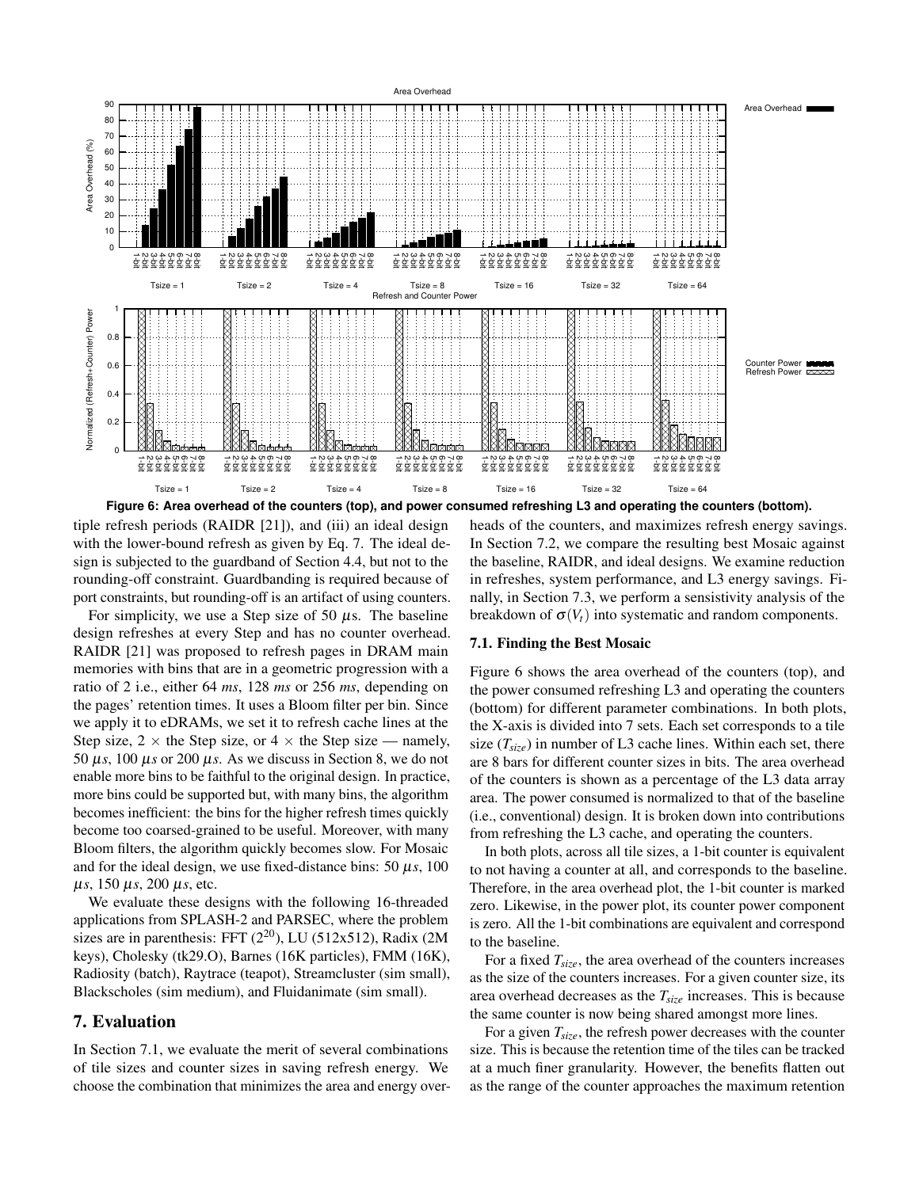**Figure 6: Area overhead of the counters (top), and power consumed refreshing L3 and operating the counters (bottom).**

tiple refresh periods (RAIDR [21]), and (iii) an ideal design with the lower-bound refresh as given by Eq. 7. The ideal design is subjected to the guardband of Section 4.4, but not to the rounding-off constraint. Guardbanding is required because of port constraints, but rounding-off is an artifact of using counters.

For simplicity, we use a Step size of 50 $\mu s$. The baseline design refreshes at every Step and has no counter overhead. RAIDR [21] was proposed to refresh pages in DRAM main memories with bins that are in a geometric progression with a ratio of 2 i.e., either 64 *ms*, 128 *ms* or 256 *ms*, depending on the pages' retention times. It uses a Bloom filter per bin. Since we apply it to eDRAMs, we set it to refresh cache lines at the Step size, 2 × the Step size, or 4 × the Step size — namely, 50 $\mu s$, 100 $\mu s$ or 200 $\mu s$. As we discuss in Section 8, we do not enable more bins to be faithful to the original design. In practice, more bins could be supported but, with many bins, the algorithm becomes inefficient: the bins for the higher refresh times quickly become too coarsed-grained to be useful. Moreover, with many Bloom filters, the algorithm quickly becomes slow. For Mosaic and for the ideal design, we use fixed-distance bins: 50 $\mu s$, 100 $\mu s$, 150 $\mu s$, 200 $\mu s$, etc.

We evaluate these designs with the following 16-threaded applications from SPLASH-2 and PARSEC, where the problem sizes are in parenthesis: FFT ($2^{20}$), LU (512x512), Radix (2M keys), Cholesky (tk29.O), Barnes (16K particles), FMM (16K), Radiosity (batch), Raytrace (teapot), Streamcluster (sim small), Blackscholes (sim medium), and Fluidanimate (sim small).

# 7. Evaluation

In Section 7.1, we evaluate the merit of several combinations of tile sizes and counter sizes in saving refresh energy. We choose the combination that minimizes the area and energy overheads of the counters, and maximizes refresh energy savings. In Section 7.2, we compare the resulting best Mosaic against the baseline, RAIDR, and ideal designs. We examine reduction in refreshes, system performance, and L3 energy savings. Finally, in Section 7.3, we perform a sensistivity analysis of the breakdown of $\sigma(V_t)$ into systematic and random components.

## 7.1. Finding the Best Mosaic

Figure 6 shows the area overhead of the counters (top), and the power consumed refreshing L3 and operating the counters (bottom) for different parameter combinations. In both plots, the X-axis is divided into 7 sets. Each set corresponds to a tile size ($T_{size}$) in number of L3 cache lines. Within each set, there are 8 bars for different counter sizes in bits. The area overhead of the counters is shown as a percentage of the L3 data array area. The power consumed is normalized to that of the baseline (i.e., conventional) design. It is broken down into contributions from refreshing the L3 cache, and operating the counters.

In both plots, across all tile sizes, a 1-bit counter is equivalent to not having a counter at all, and corresponds to the baseline. Therefore, in the area overhead plot, the 1-bit counter is marked zero. Likewise, in the power plot, its counter power component is zero. All the 1-bit combinations are equivalent and correspond to the baseline.

For a fixed $T_{size}$, the area overhead of the counters increases as the size of the counters increases. For a given counter size, its area overhead decreases as the $T_{size}$ increases. This is because the same counter is now being shared amongst more lines.

For a given $T_{size}$, the refresh power decreases with the counter size. This is because the retention time of the tiles can be tracked at a much finer granularity. However, the benefits flatten out as the range of the counter approaches the maximum retention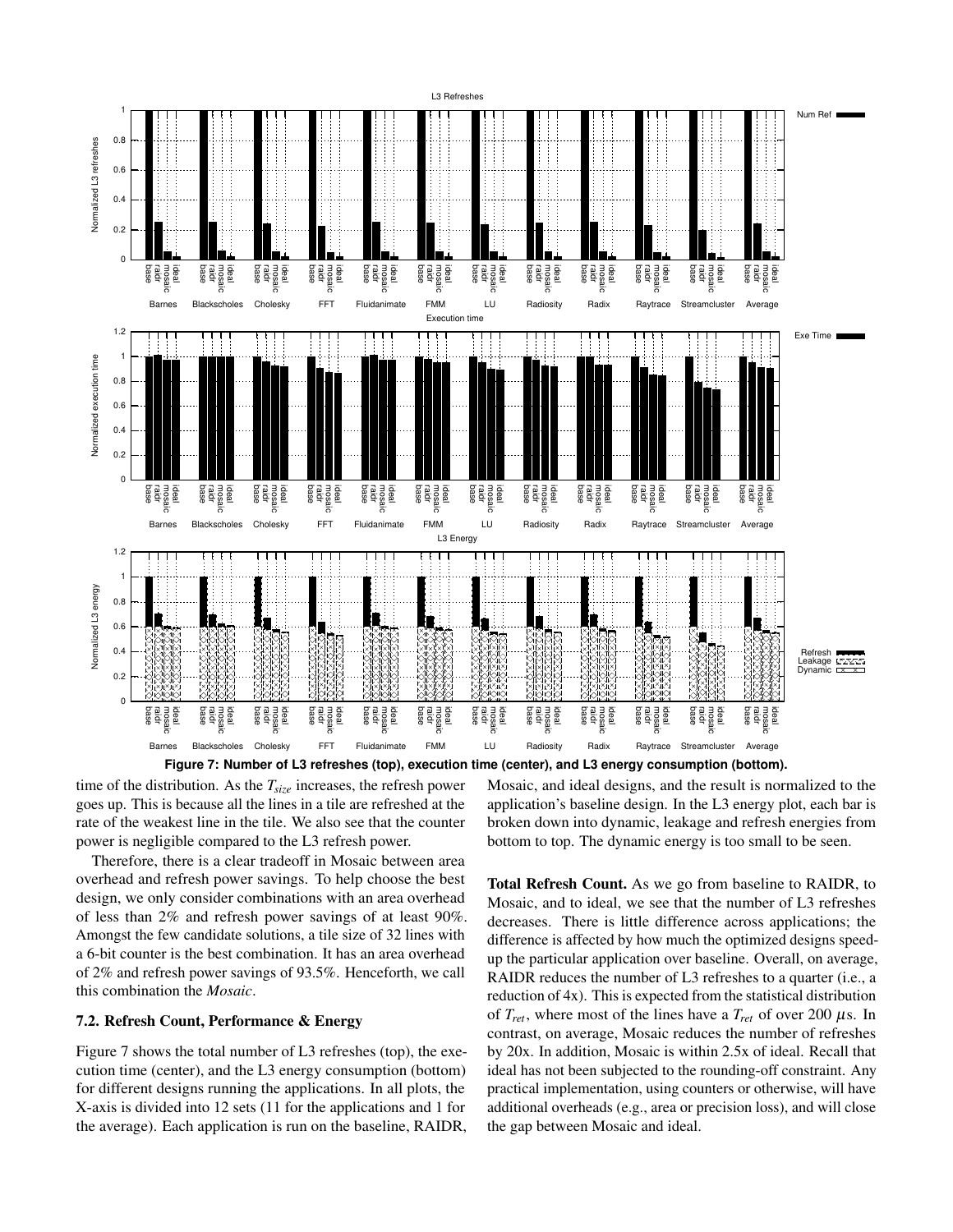**Figure 7: Number of L3 refreshes (top), execution time (center), and L3 energy consumption (bottom).**

time of the distribution. As the $T_{size}$ increases, the refresh power goes up. This is because all the lines in a tile are refreshed at the rate of the weakest line in the tile. We also see that the counter power is negligible compared to the L3 refresh power.

Therefore, there is a clear tradeoff in Mosaic between area overhead and refresh power savings. To help choose the best design, we only consider combinations with an area overhead of less than 2% and refresh power savings of at least 90%. Amongst the few candidate solutions, a tile size of 32 lines with a 6-bit counter is the best combination. It has an area overhead of 2% and refresh power savings of 93.5%. Henceforth, we call this combination the *Mosaic*.

### 7.2. Refresh Count, Performance & Energy

Figure 7 shows the total number of L3 refreshes (top), the execution time (center), and the L3 energy consumption (bottom) for different designs running the applications. In all plots, the X-axis is divided into 12 sets (11 for the applications and 1 for the average). Each application is run on the baseline, RAIDR, Mosaic, and ideal designs, and the result is normalized to the application's baseline design. In the L3 energy plot, each bar is broken down into dynamic, leakage and refresh energies from bottom to top. The dynamic energy is too small to be seen.

**Total Refresh Count.** As we go from baseline to RAIDR, to Mosaic, and to ideal, we see that the number of L3 refreshes decreases. There is little difference across applications; the difference is affected by how much the optimized designs speed-up the particular application over baseline. Overall, on average, RAIDR reduces the number of L3 refreshes to a quarter (i.e., a reduction of 4x). This is expected from the statistical distribution of $T_{ret}$, where most of the lines have a $T_{ret}$ of over 200 $\mu$s. In contrast, on average, Mosaic reduces the number of refreshes by 20x. In addition, Mosaic is within 2.5x of ideal. Recall that ideal has not been subjected to the rounding-off constraint. Any practical implementation, using counters or otherwise, will have additional overheads (e.g., area or precision loss), and will close the gap between Mosaic and ideal.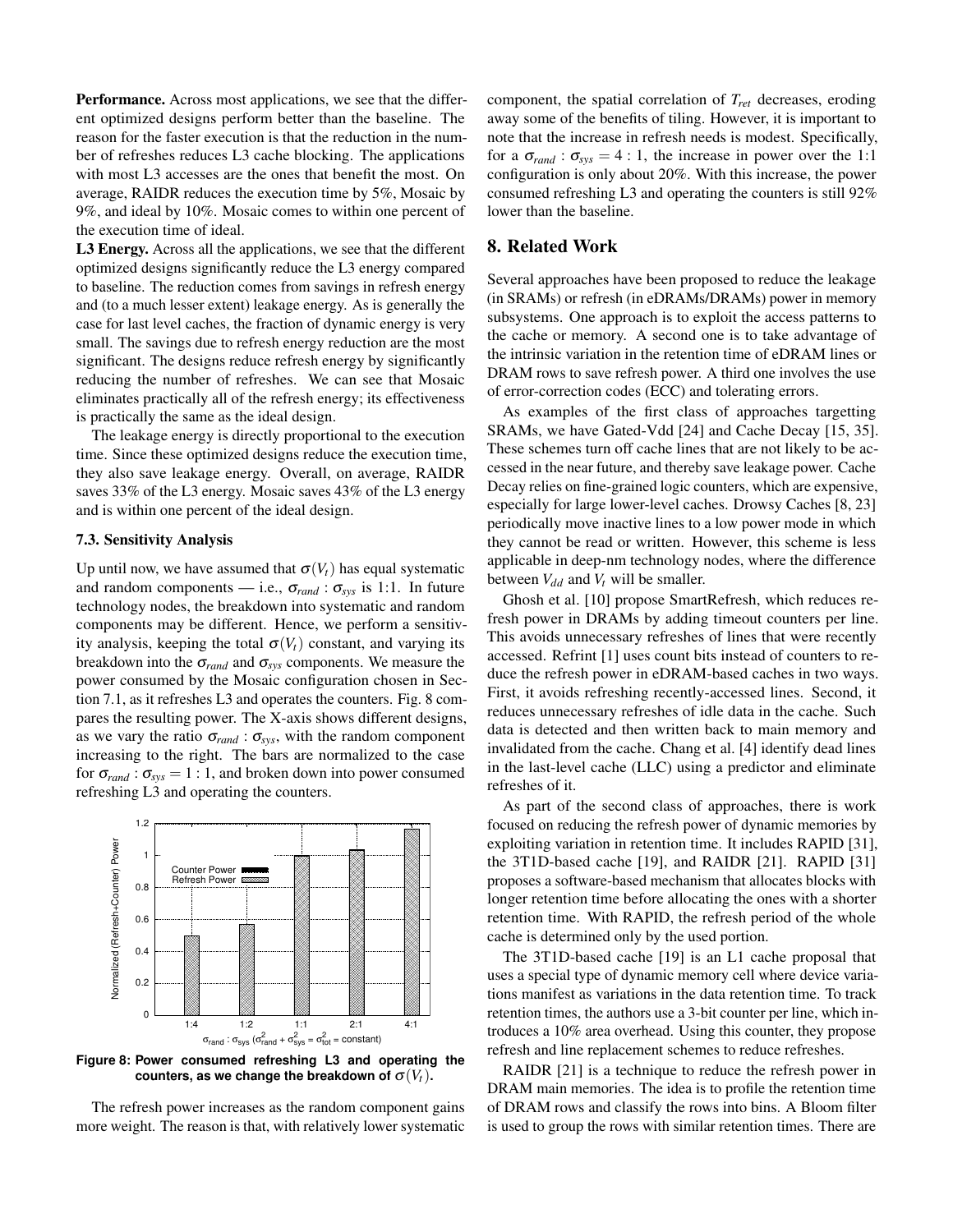**Performance.** Across most applications, we see that the different optimized designs perform better than the baseline. The reason for the faster execution is that the reduction in the number of refreshes reduces L3 cache blocking. The applications with most L3 accesses are the ones that benefit the most. On average, RAIDR reduces the execution time by 5%, Mosaic by 9%, and ideal by 10%. Mosaic comes to within one percent of the execution time of ideal.

**L3 Energy.** Across all the applications, we see that the different optimized designs significantly reduce the L3 energy compared to baseline. The reduction comes from savings in refresh energy and (to a much lesser extent) leakage energy. As is generally the case for last level caches, the fraction of dynamic energy is very small. The savings due to refresh energy reduction are the most significant. The designs reduce refresh energy by significantly reducing the number of refreshes. We can see that Mosaic eliminates practically all of the refresh energy; its effectiveness is practically the same as the ideal design.

The leakage energy is directly proportional to the execution time. Since these optimized designs reduce the execution time, they also save leakage energy. Overall, on average, RAIDR saves 33% of the L3 energy. Mosaic saves 43% of the L3 energy and is within one percent of the ideal design.

### 7.3. Sensitivity Analysis

Up until now, we have assumed that $\sigma(V_t)$ has equal systematic and random components — i.e., $\sigma_{rand} : \sigma_{sys}$ is 1:1. In future technology nodes, the breakdown into systematic and random components may be different. Hence, we perform a sensitivity analysis, keeping the total $\sigma(V_t)$ constant, and varying its breakdown into the $\sigma_{rand}$ and $\sigma_{sys}$ components. We measure the power consumed by the Mosaic configuration chosen in Section 7.1, as it refreshes L3 and operates the counters. Fig. 8 compares the resulting power. The X-axis shows different designs, as we vary the ratio $\sigma_{rand} : \sigma_{sys}$, with the random component increasing to the right. The bars are normalized to the case for $\sigma_{rand} : \sigma_{sys} = 1 : 1$, and broken down into power consumed refreshing L3 and operating the counters.

**Figure 8: Power consumed refreshing L3 and operating the counters, as we change the breakdown of $\sigma(V_t)$.**

The refresh power increases as the random component gains more weight. The reason is that, with relatively lower systematic component, the spatial correlation of $T_{ret}$ decreases, eroding away some of the benefits of tiling. However, it is important to note that the increase in refresh needs is modest. Specifically, for a $\sigma_{rand} : \sigma_{sys} = 4 : 1$, the increase in power over the 1:1 configuration is only about 20%. With this increase, the power consumed refreshing L3 and operating the counters is still 92% lower than the baseline.

## 8. Related Work

Several approaches have been proposed to reduce the leakage (in SRAMs) or refresh (in eDRAMs/DRAMs) power in memory subsystems. One approach is to exploit the access patterns to the cache or memory. A second one is to take advantage of the intrinsic variation in the retention time of eDRAM lines or DRAM rows to save refresh power. A third one involves the use of error-correction codes (ECC) and tolerating errors.

As examples of the first class of approaches targetting SRAMs, we have Gated-Vdd [24] and Cache Decay [15, 35]. These schemes turn off cache lines that are not likely to be accessed in the near future, and thereby save leakage power. Cache Decay relies on fine-grained logic counters, which are expensive, especially for large lower-level caches. Drowsy Caches [8, 23] periodically move inactive lines to a low power mode in which they cannot be read or written. However, this scheme is less applicable in deep-nm technology nodes, where the difference between $V_{dd}$ and $V_t$ will be smaller.

Ghosh et al. [10] propose SmartRefresh, which reduces refresh power in DRAMs by adding timeout counters per line. This avoids unnecessary refreshes of lines that were recently accessed. Refrint [1] uses count bits instead of counters to reduce the refresh power in eDRAM-based caches in two ways. First, it avoids refreshing recently-accessed lines. Second, it reduces unnecessary refreshes of idle data in the cache. Such data is detected and then written back to main memory and invalidated from the cache. Chang et al. [4] identify dead lines in the last-level cache (LLC) using a predictor and eliminate refreshes of it.

As part of the second class of approaches, there is work focused on reducing the refresh power of dynamic memories by exploiting variation in retention time. It includes RAPID [31], the 3T1D-based cache [19], and RAIDR [21]. RAPID [31] proposes a software-based mechanism that allocates blocks with longer retention time before allocating the ones with a shorter retention time. With RAPID, the refresh period of the whole cache is determined only by the used portion.

The 3T1D-based cache [19] is an L1 cache proposal that uses a special type of dynamic memory cell where device variations manifest as variations in the data retention time. To track retention times, the authors use a 3-bit counter per line, which introduces a 10% area overhead. Using this counter, they propose refresh and line replacement schemes to reduce refreshes.

RAIDR [21] is a technique to reduce the refresh power in DRAM main memories. The idea is to profile the retention time of DRAM rows and classify the rows into bins. A Bloom filter is used to group the rows with similar retention times. There are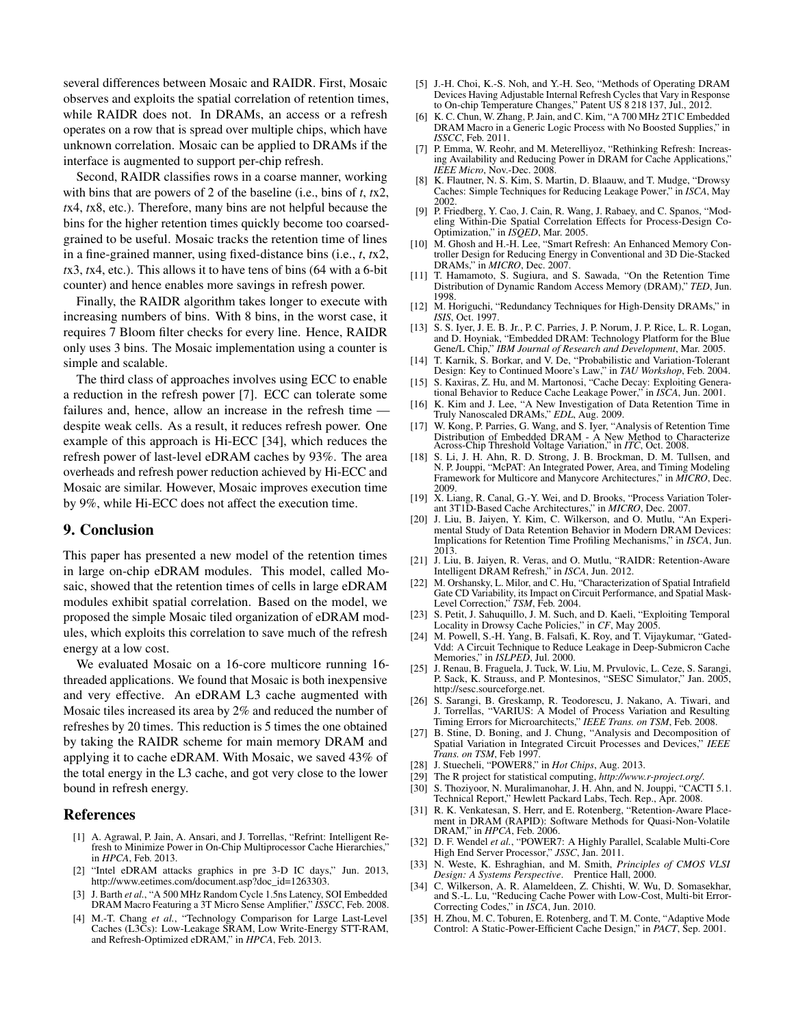several differences between Mosaic and RAIDR. First, Mosaic observes and exploits the spatial correlation of retention times, while RAIDR does not. In DRAMs, an access or a refresh operates on a row that is spread over multiple chips, which have unknown correlation. Mosaic can be applied to DRAMs if the interface is augmented to support per-chip refresh.

Second, RAIDR classifies rows in a coarse manner, working with bins that are powers of 2 of the baseline (i.e., bins of $t$, $t$x2, $t$x4, $t$x8, etc.). Therefore, many bins are not helpful because the bins for the higher retention times quickly become too coarsed-grained to be useful. Mosaic tracks the retention time of lines in a fine-grained manner, using fixed-distance bins (i.e., $t$, $t$x2, $t$x3, $t$x4, etc.). This allows it to have tens of bins (64 with a 6-bit counter) and hence enables more savings in refresh power.

Finally, the RAIDR algorithm takes longer to execute with increasing numbers of bins. With 8 bins, in the worst case, it requires 7 Bloom filter checks for every line. Hence, RAIDR only uses 3 bins. The Mosaic implementation using a counter is simple and scalable.

The third class of approaches involves using ECC to enable a reduction in the refresh power [7]. ECC can tolerate some failures and, hence, allow an increase in the refresh time — despite weak cells. As a result, it reduces refresh power. One example of this approach is Hi-ECC [34], which reduces the refresh power of last-level eDRAM caches by 93%. The area overheads and refresh power reduction achieved by Hi-ECC and Mosaic are similar. However, Mosaic improves execution time by 9%, while Hi-ECC does not affect the execution time.

## 9. Conclusion

This paper has presented a new model of the retention times in large on-chip eDRAM modules. This model, called Mosaic, showed that the retention times of cells in large eDRAM modules exhibit spatial correlation. Based on the model, we proposed the simple Mosaic tiled organization of eDRAM modules, which exploits this correlation to save much of the refresh energy at a low cost.

We evaluated Mosaic on a 16-core multicore running 16-threaded applications. We found that Mosaic is both inexpensive and very effective. An eDRAM L3 cache augmented with Mosaic tiles increased its area by 2% and reduced the number of refreshes by 20 times. This reduction is 5 times the one obtained by taking the RAIDR scheme for main memory DRAM and applying it to cache eDRAM. With Mosaic, we saved 43% of the total energy in the L3 cache, and got very close to the lower bound in refresh energy.

## References

[1] A. Agrawal, P. Jain, A. Ansari, and J. Torrellas, "Refrint: Intelligent Refresh to Minimize Power in On-Chip Multiprocessor Cache Hierarchies," in *HPCA*, Feb. 2013.

[2] "Intel eDRAM attacks graphics in pre 3-D IC days," Jun. 2013, http://www.eetimes.com/document.asp?doc_id=1263303.

[3] J. Barth *et al.*, "A 500 MHz Random Cycle 1.5ns Latency, SOI Embedded DRAM Macro Featuring a 3T Micro Sense Amplifier," *ISSCC*, Feb. 2008.

[4] M.-T. Chang *et al.*, "Technology Comparison for Large Last-Level Caches (L3Cs): Low-Leakage SRAM, Low Write-Energy STT-RAM, and Refresh-Optimized eDRAM," in *HPCA*, Feb. 2013.

[5] J.-H. Choi, K.-S. Noh, and Y.-H. Seo, "Methods of Operating DRAM Devices Having Adjustable Internal Refresh Cycles that Vary in Response to On-chip Temperature Changes," Patent US 8 218 137, Jul., 2012.

[6] K. C. Chun, W. Zhang, P. Jain, and C. Kim, "A 700 MHz 2T1C Embedded DRAM Macro in a Generic Logic Process with No Boosted Supplies," in *ISSCC*, Feb. 2011.

[7] P. Emma, W. Reohr, and M. Meterelliyoz, "Rethinking Refresh: Increasing Availability and Reducing Power in DRAM for Cache Applications," *IEEE Micro*, Nov.-Dec. 2008.

[8] K. Flautner, N. S. Kim, S. Martin, D. Blaauw, and T. Mudge, "Drowsy Caches: Simple Techniques for Reducing Leakage Power," in *ISCA*, May 2002.

[9] P. Friedberg, Y. Cao, J. Cain, R. Wang, J. Rabaey, and C. Spanos, "Modeling Within-Die Spatial Correlation Effects for Process-Design Co-Optimization," in *ISQED*, Mar. 2005.

[10] M. Ghosh and H.-H. Lee, "Smart Refresh: An Enhanced Memory Controller Design for Reducing Energy in Conventional and 3D Die-Stacked DRAMs," in *MICRO*, Dec. 2007.

[11] T. Hamamoto, S. Sugiura, and S. Sawada, "On the Retention Time Distribution of Dynamic Random Access Memory (DRAM)," *TED*, Jun. 1998.

[12] M. Horiguchi, "Redundancy Techniques for High-Density DRAMs," in *ISIS*, Oct. 1997.

[13] S. S. Iyer, J. E. B. Jr., P. C. Parries, J. P. Norum, J. P. Rice, L. R. Logan, and D. Hoyniak, "Embedded DRAM: Technology Platform for the Blue Gene/L Chip," *IBM Journal of Research and Development*, Mar. 2005.

[14] T. Karnik, S. Borkar, and V. De, "Probabilistic and Variation-Tolerant Design: Key to Continued Moore's Law," in *TAU Workshop*, Feb. 2004.

[15] S. Kaxiras, Z. Hu, and M. Martonosi, "Cache Decay: Exploiting Generational Behavior to Reduce Cache Leakage Power," in *ISCA*, Jun. 2001.

[16] K. Kim and J. Lee, "A New Investigation of Data Retention Time in Truly Nanoscaled DRAMs," *EDL*, Aug. 2009.

[17] W. Kong, P. Parries, G. Wang, and S. Iyer, "Analysis of Retention Time Distribution of Embedded DRAM - A New Method to Characterize Across-Chip Threshold Voltage Variation," in *ITC*, Oct. 2008.

[18] S. Li, J. H. Ahn, R. D. Strong, J. B. Brockman, D. M. Tullsen, and N. P. Jouppi, "McPAT: An Integrated Power, Area, and Timing Modeling Framework for Multicore and Manycore Architectures," in *MICRO*, Dec. 2009.

[19] X. Liang, R. Canal, G.-Y. Wei, and D. Brooks, "Process Variation Tolerant 3T1D-Based Cache Architectures," in *MICRO*, Dec. 2007.

[20] J. Liu, B. Jaiyen, Y. Kim, C. Wilkerson, and O. Mutlu, "An Experimental Study of Data Retention Behavior in Modern DRAM Devices: Implications for Retention Time Profiling Mechanisms," in *ISCA*, Jun. 2013.

[21] J. Liu, B. Jaiyen, R. Veras, and O. Mutlu, "RAIDR: Retention-Aware Intelligent DRAM Refresh," in *ISCA*, Jun. 2012.

[22] M. Orshansky, L. Milor, and C. Hu, "Characterization of Spatial Intrafield Gate CD Variability, its Impact on Circuit Performance, and Spatial Mask-Level Correction," *TSM*, Feb. 2004.

[23] S. Petit, J. Sahuquillo, J. M. Such, and D. Kaeli, "Exploiting Temporal Locality in Drowsy Cache Policies," in *CF*, May 2005.

[24] M. Powell, S.-H. Yang, B. Falsafi, K. Roy, and T. Vijaykumar, "Gated-Vdd: A Circuit Technique to Reduce Leakage in Deep-Submicron Cache Memories," in *ISLPED*, Jul. 2000.

[25] J. Renau, B. Fraguela, J. Tuck, W. Liu, M. Prvulovic, L. Ceze, S. Sarangi, P. Sack, K. Strauss, and P. Montesinos, "SESC Simulator," Jan. 2005, http://sesc.sourceforge.net.

[26] S. Sarangi, B. Greskamp, R. Teodorescu, J. Nakano, A. Tiwari, and J. Torrellas, "VARIUS: A Model of Process Variation and Resulting Timing Errors for Microarchitects," *IEEE Trans. on TSM*, Feb. 2008.

[27] B. Stine, D. Boning, and J. Chung, "Analysis and Decomposition of Spatial Variation in Integrated Circuit Processes and Devices," *IEEE Trans. on TSM*, Feb 1997.

[28] J. Stuecheli, "POWER8," in *Hot Chips*, Aug. 2013.

[29] The R project for statistical computing, *http://www.r-project.org/*.

[30] S. Thoziyoor, N. Muralimanohar, J. H. Ahn, and N. Jouppi, "CACTI 5.1. Technical Report," Hewlett Packard Labs, Tech. Rep., Apr. 2008.

[31] R. K. Venkatesan, S. Herr, and E. Rotenberg, "Retention-Aware Placement in DRAM (RAPID): Software Methods for Quasi-Non-Volatile DRAM," in *HPCA*, Feb. 2006.

[32] D. F. Wendel *et al.*, "POWER7: A Highly Parallel, Scalable Multi-Core High End Server Processor," *JSSC*, Jan. 2011.

[33] N. Weste, K. Eshraghian, and M. Smith, *Principles of CMOS VLSI Design: A Systems Perspective*. Prentice Hall, 2000.

[34] C. Wilkerson, A. R. Alameldeen, Z. Chishti, W. Wu, D. Somasekhar, and S.-L. Lu, "Reducing Cache Power with Low-Cost, Multi-bit Error-Correcting Codes," in *ISCA*, Jun. 2010.

[35] H. Zhou, M. C. Toburen, E. Rotenberg, and T. M. Conte, "Adaptive Mode Control: A Static-Power-Efficient Cache Design," in *PACT*, Sep. 2001.